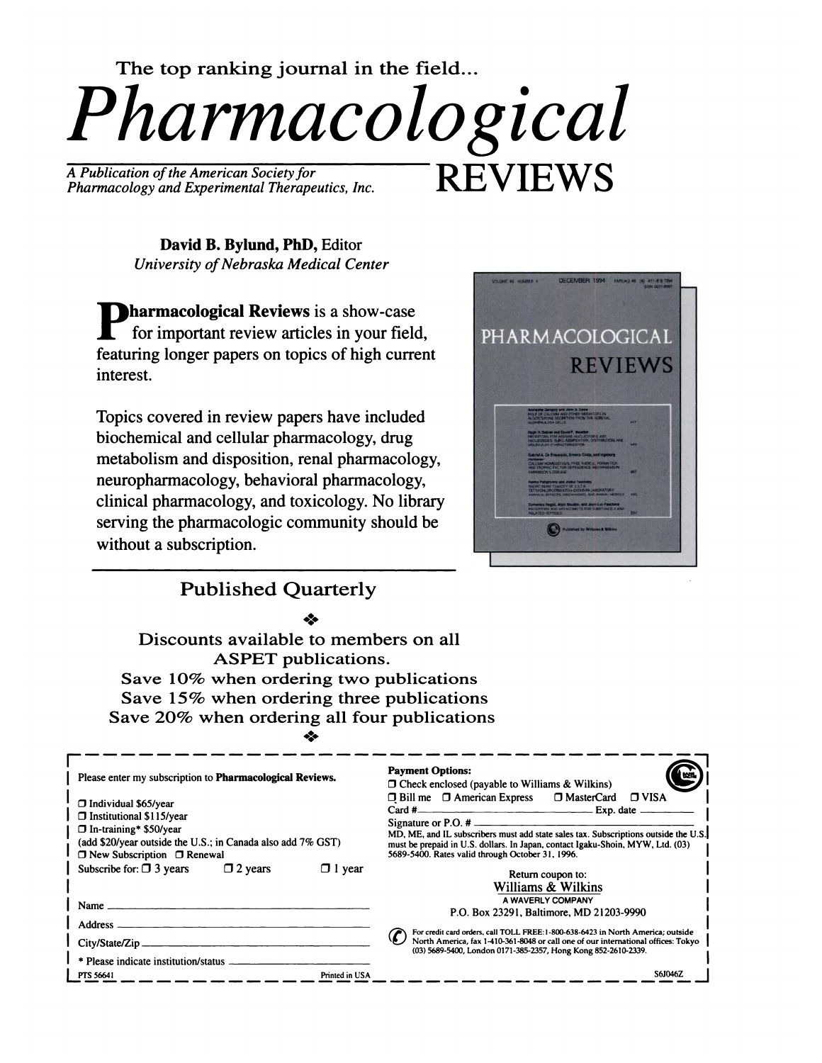The top ranking journal in the field...

# Pharmacological REVIEWS

*A Publication of the American Society for Pharmacology and Experimental Therapeutics, Inc.*

**David B. Bylund, PhD,** Editor
*University of Nebraska Medical Center*

**Pharmacological Reviews** is a show-case for important review articles in your field, featuring longer papers on topics of high current interest.

Topics covered in review papers have included biochemical and cellular pharmacology, drug metabolism and disposition, renal pharmacology, neuropharmacology, behavioral pharmacology, clinical pharmacology, and toxicology. No library serving the pharmacologic community should be without a subscription.

## Published Quarterly

Discounts available to members on all ASPET publications.
Save 10% when ordering two publications
Save 15% when ordering three publications
Save 20% when ordering all four publications

---

Please enter my subscription to **Pharmacological Reviews.**

- ☐ Individual $65/year
- ☐ Institutional $115/year
- ☐ In-training* $50/year

(add $20/year outside the U.S.; in Canada also add 7% GST)

☐ New Subscription ☐ Renewal

Subscribe for: ☐ 3 years ☐ 2 years ☐ 1 year

Name ______

Address ______

City/State/Zip ______

* Please indicate institution/status ______

PTS 56641 Printed in USA

**Payment Options:**

☐ Check enclosed (payable to Williams & Wilkins)

☐ Bill me ☐ American Express ☐ MasterCard ☐ VISA

Card # ______ Exp. date ______

Signature or P.O. # ______

MD, ME, and IL subscribers must add state sales tax. Subscriptions outside the U.S. must be prepaid in U.S. dollars. In Japan, contact Igaku-Shoin, MYW, Ltd. (03) 5689-5400. Rates valid through October 31, 1996.

Return coupon to:
Williams & Wilkins
A WAVERLY COMPANY
P.O. Box 23291, Baltimore, MD 21203-9990

For credit card orders, call TOLL FREE: 1-800-638-6423 in North America; outside North America, fax 1-410-361-8048 or call one of our international offices: Tokyo (03) 5689-5400, London 0171-385-2357, Hong Kong 852-2610-2339.

S6J046Z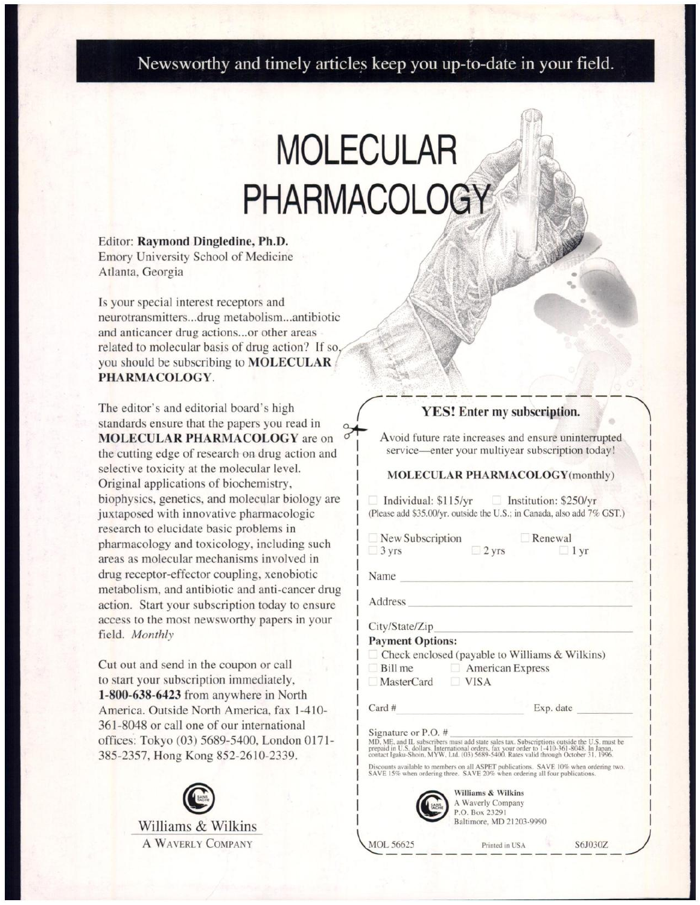Newsworthy and timely articles keep you up-to-date in your field.

# MOLECULAR PHARMACOLOGY

Editor: **Raymond Dingledine, Ph.D.**
Emory University School of Medicine
Atlanta, Georgia

Is your special interest receptors and neurotransmitters...drug metabolism...antibiotic and anticancer drug actions...or other areas related to molecular basis of drug action? If so, you should be subscribing to **MOLECULAR PHARMACOLOGY**.

The editor's and editorial board's high standards ensure that the papers you read in **MOLECULAR PHARMACOLOGY** are on the cutting edge of research on drug action and selective toxicity at the molecular level. Original applications of biochemistry, biophysics, genetics, and molecular biology are juxtaposed with innovative pharmacologic research to elucidate basic problems in pharmacology and toxicology, including such areas as molecular mechanisms involved in drug receptor-effector coupling, xenobiotic metabolism, and antibiotic and anti-cancer drug action. Start your subscription today to ensure access to the most newsworthy papers in your field. *Monthly*

Cut out and send in the coupon or call to start your subscription immediately, **1-800-638-6423** from anywhere in North America. Outside North America, fax 1-410-361-8048 or call one of our international offices: Tokyo (03) 5689-5400, London 0171-385-2357, Hong Kong 852-2610-2339.

Williams & Wilkins
A WAVERLY COMPANY

---

**YES! Enter my subscription.**

Avoid future rate increases and ensure uninterrupted service—enter your multiyear subscription today!

**MOLECULAR PHARMACOLOGY** (monthly)

☐ Individual: $115/yr ☐ Institution: $250/yr
(Please add $35.00/yr. outside the U.S.; in Canada, also add 7% GST.)

☐ New Subscription ☐ Renewal
☐ 3 yrs ☐ 2 yrs ☐ 1 yr

Name ____________________

Address ____________________

City/State/Zip ____________________

**Payment Options:**

☐ Check enclosed (payable to Williams & Wilkins)
☐ Bill me ☐ American Express
☐ MasterCard ☐ VISA

Card # ____________ Exp. date ________

Signature or P.O. # ____________________

MD, ME, and IL subscribers must add state sales tax. Subscriptions outside the U.S. must be prepaid in U.S. dollars. International orders, fax your order to 1-410-361-8048. In Japan, contact Igaku-Shoin, MYW, Ltd. (03) 5689-5400. Rates valid through October 31, 1996.

Discounts available to members on all ASPET publications. SAVE 10% when ordering two. SAVE 15% when ordering three. SAVE 20% when ordering all four publications.

Williams & Wilkins
A Waverly Company
P.O. Box 23291
Baltimore, MD 21203-9990

MOL 56625 Printed in USA S6J030Z